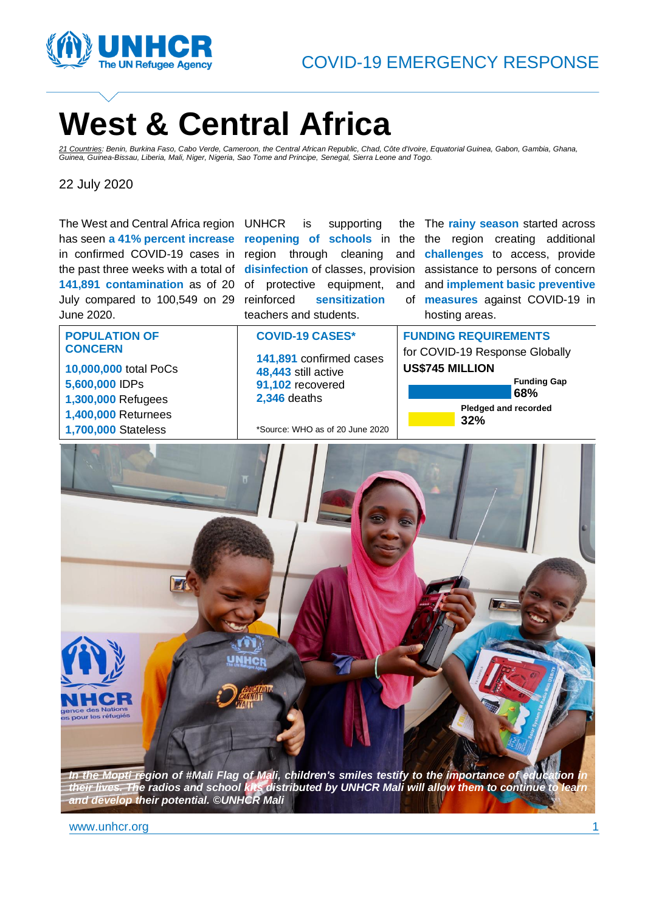COVID-19 EMERGENCY RESPONSE

# West & Central Africa

*21 Countries: Benin, Burkina Faso, Cabo Verde, Cameroon, the Central African Republic, Chad, Côte d'Ivoire, Equatorial Guinea, Gabon, Gambia, Ghana, Guinea, Guinea-Bissau, Liberia, Mali, Niger, Nigeria, Sao Tome and Principe, Senegal, Sierra Leone and Togo.*

22 July 2020

The West and Central Africa region has seen **a 41% percent increase** in confirmed COVID-19 cases in the past three weeks with a total of **141,891 contamination** as of 20 July compared to 100,549 on 29 June 2020.

UNHCR is supporting the **reopening of schools** in the region through cleaning and **disinfection** of classes, provision of protective equipment, and reinforced **sensitization** of teachers and students.

The **rainy season** started across the region creating additional **challenges** to access, provide assistance to persons of concern and **implement basic preventive measures** against COVID-19 in hosting areas.

## POPULATION OF CONCERN

**10,000,000** total PoCs
**5,600,000** IDPs
**1,300,000** Refugees
**1,400,000** Returnees
**1,700,000** Stateless

## COVID-19 CASES*

**141,891** confirmed cases
**48,443** still active
**91,102** recovered
**2,346** deaths

*Source: WHO as of 20 June 2020

## FUNDING REQUIREMENTS

for COVID-19 Response Globally

**US$745 MILLION**

**Funding Gap**
**68%**

**Pledged and recorded**
**32%**

***In the Mopti region of #Mali Flag of Mali, children's smiles testify to the importance of education in their lives. The radios and school kits distributed by UNHCR Mali will allow them to continue to learn and develop their potential. ©UNHCR Mali***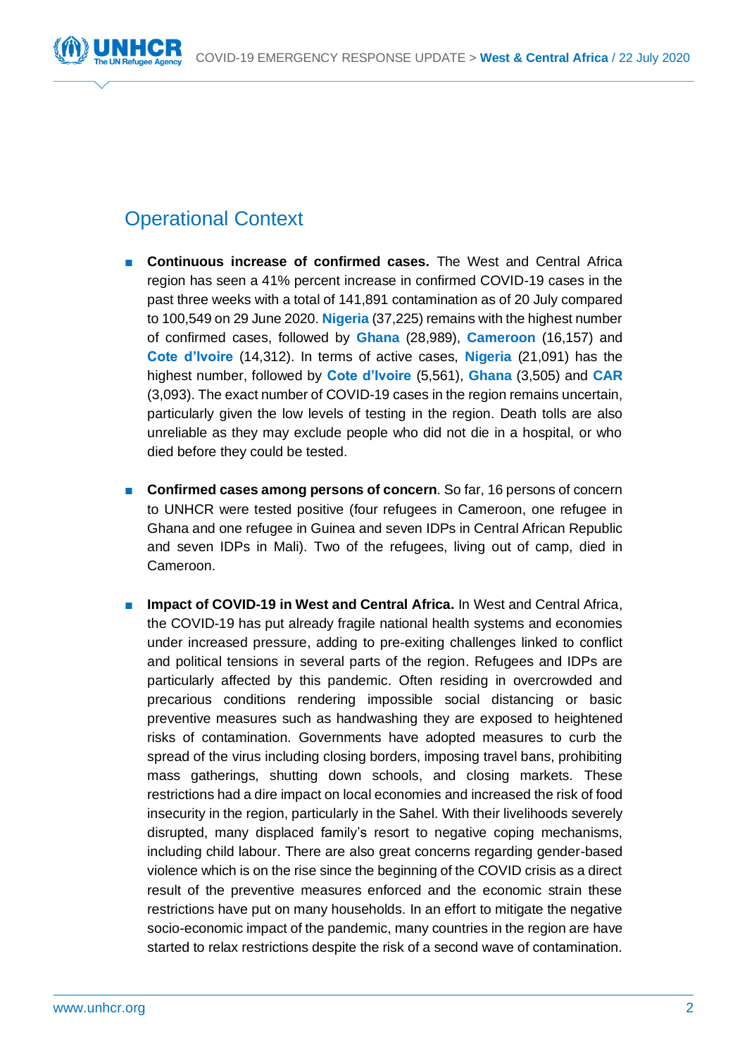## Operational Context

- **Continuous increase of confirmed cases.** The West and Central Africa region has seen a 41% percent increase in confirmed COVID-19 cases in the past three weeks with a total of 141,891 contamination as of 20 July compared to 100,549 on 29 June 2020. **Nigeria** (37,225) remains with the highest number of confirmed cases, followed by **Ghana** (28,989), **Cameroon** (16,157) and **Cote d'Ivoire** (14,312). In terms of active cases, **Nigeria** (21,091) has the highest number, followed by **Cote d'Ivoire** (5,561), **Ghana** (3,505) and **CAR** (3,093). The exact number of COVID-19 cases in the region remains uncertain, particularly given the low levels of testing in the region. Death tolls are also unreliable as they may exclude people who did not die in a hospital, or who died before they could be tested.

- **Confirmed cases among persons of concern**. So far, 16 persons of concern to UNHCR were tested positive (four refugees in Cameroon, one refugee in Ghana and one refugee in Guinea and seven IDPs in Central African Republic and seven IDPs in Mali). Two of the refugees, living out of camp, died in Cameroon.

- **Impact of COVID-19 in West and Central Africa.** In West and Central Africa, the COVID-19 has put already fragile national health systems and economies under increased pressure, adding to pre-exiting challenges linked to conflict and political tensions in several parts of the region. Refugees and IDPs are particularly affected by this pandemic. Often residing in overcrowded and precarious conditions rendering impossible social distancing or basic preventive measures such as handwashing they are exposed to heightened risks of contamination. Governments have adopted measures to curb the spread of the virus including closing borders, imposing travel bans, prohibiting mass gatherings, shutting down schools, and closing markets. These restrictions had a dire impact on local economies and increased the risk of food insecurity in the region, particularly in the Sahel. With their livelihoods severely disrupted, many displaced family's resort to negative coping mechanisms, including child labour. There are also great concerns regarding gender-based violence which is on the rise since the beginning of the COVID crisis as a direct result of the preventive measures enforced and the economic strain these restrictions have put on many households. In an effort to mitigate the negative socio-economic impact of the pandemic, many countries in the region are have started to relax restrictions despite the risk of a second wave of contamination.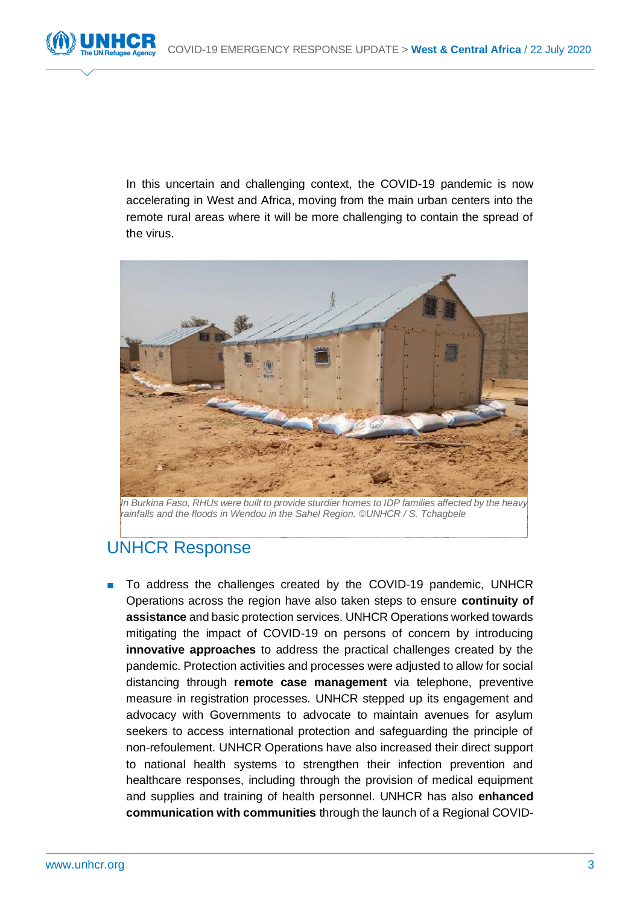In this uncertain and challenging context, the COVID-19 pandemic is now accelerating in West and Africa, moving from the main urban centers into the remote rural areas where it will be more challenging to contain the spread of the virus.

*In Burkina Faso, RHUs were built to provide sturdier homes to IDP families affected by the heavy rainfalls and the floods in Wendou in the Sahel Region. ©UNHCR / S. Tchagbele*

## UNHCR Response

- To address the challenges created by the COVID-19 pandemic, UNHCR Operations across the region have also taken steps to ensure **continuity of assistance** and basic protection services. UNHCR Operations worked towards mitigating the impact of COVID-19 on persons of concern by introducing **innovative approaches** to address the practical challenges created by the pandemic. Protection activities and processes were adjusted to allow for social distancing through **remote case management** via telephone, preventive measure in registration processes. UNHCR stepped up its engagement and advocacy with Governments to advocate to maintain avenues for asylum seekers to access international protection and safeguarding the principle of non-refoulement. UNHCR Operations have also increased their direct support to national health systems to strengthen their infection prevention and healthcare responses, including through the provision of medical equipment and supplies and training of health personnel. UNHCR has also **enhanced communication with communities** through the launch of a Regional COVID-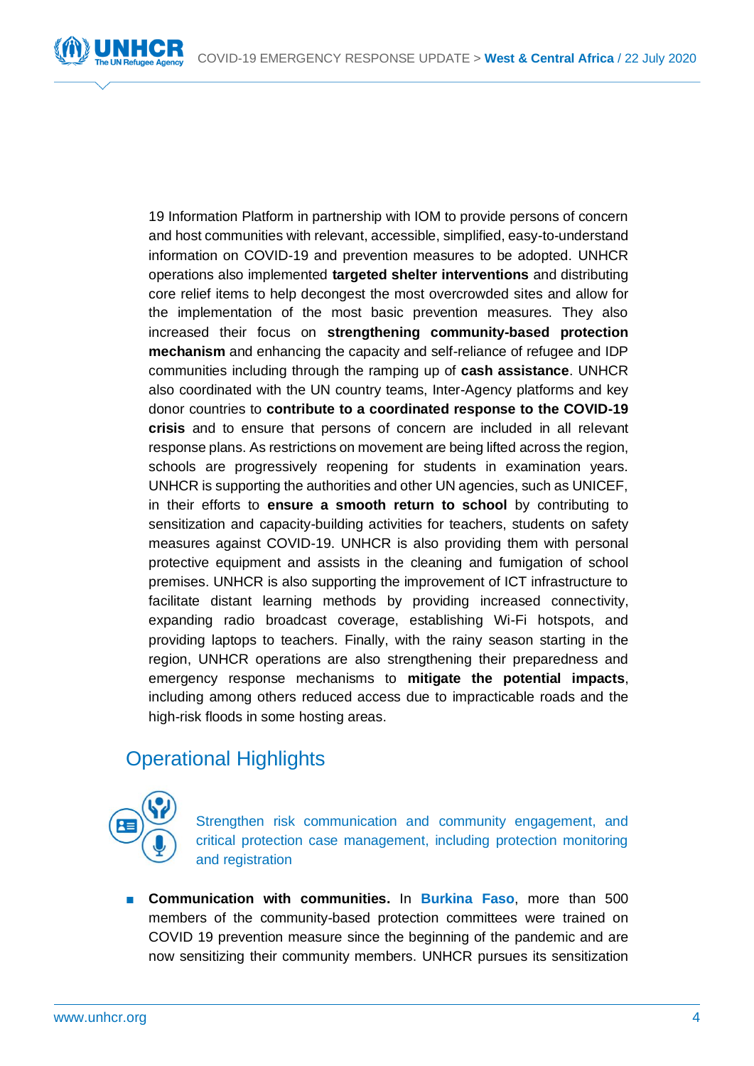19 Information Platform in partnership with IOM to provide persons of concern and host communities with relevant, accessible, simplified, easy-to-understand information on COVID-19 and prevention measures to be adopted. UNHCR operations also implemented **targeted shelter interventions** and distributing core relief items to help decongest the most overcrowded sites and allow for the implementation of the most basic prevention measures. They also increased their focus on **strengthening community-based protection mechanism** and enhancing the capacity and self-reliance of refugee and IDP communities including through the ramping up of **cash assistance**. UNHCR also coordinated with the UN country teams, Inter-Agency platforms and key donor countries to **contribute to a coordinated response to the COVID-19 crisis** and to ensure that persons of concern are included in all relevant response plans. As restrictions on movement are being lifted across the region, schools are progressively reopening for students in examination years. UNHCR is supporting the authorities and other UN agencies, such as UNICEF, in their efforts to **ensure a smooth return to school** by contributing to sensitization and capacity-building activities for teachers, students on safety measures against COVID-19. UNHCR is also providing them with personal protective equipment and assists in the cleaning and fumigation of school premises. UNHCR is also supporting the improvement of ICT infrastructure to facilitate distant learning methods by providing increased connectivity, expanding radio broadcast coverage, establishing Wi-Fi hotspots, and providing laptops to teachers. Finally, with the rainy season starting in the region, UNHCR operations are also strengthening their preparedness and emergency response mechanisms to **mitigate the potential impacts**, including among others reduced access due to impracticable roads and the high-risk floods in some hosting areas.

## Operational Highlights

### Strengthen risk communication and community engagement, and critical protection case management, including protection monitoring and registration

- **Communication with communities.** In **Burkina Faso**, more than 500 members of the community-based protection committees were trained on COVID 19 prevention measure since the beginning of the pandemic and are now sensitizing their community members. UNHCR pursues its sensitization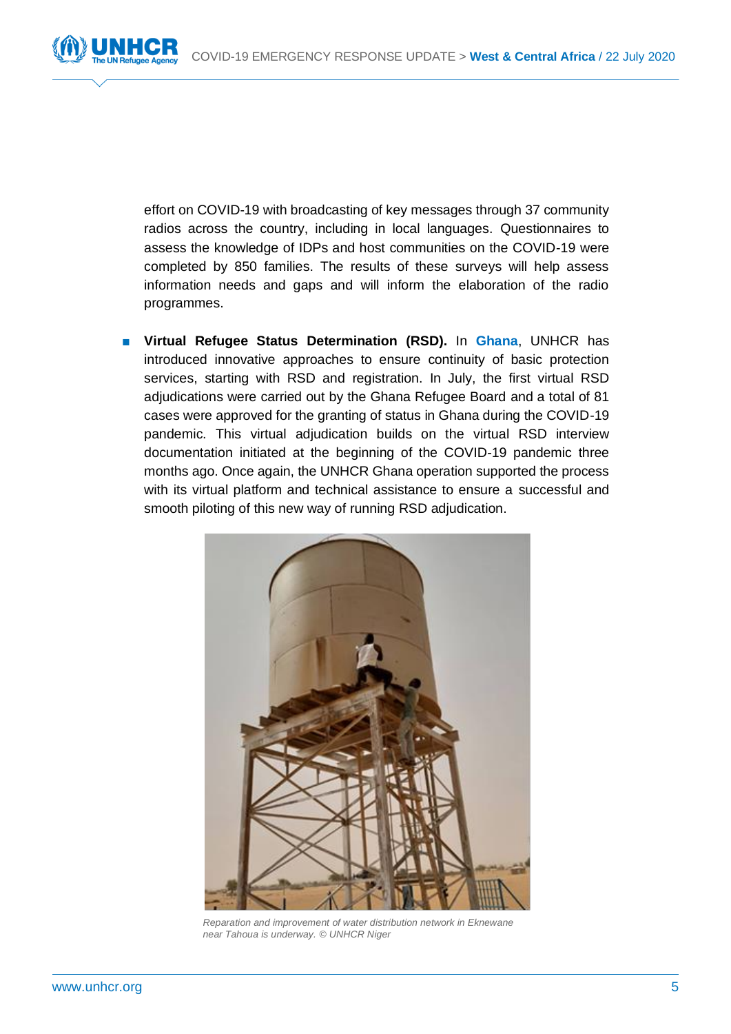effort on COVID-19 with broadcasting of key messages through 37 community radios across the country, including in local languages. Questionnaires to assess the knowledge of IDPs and host communities on the COVID-19 were completed by 850 families. The results of these surveys will help assess information needs and gaps and will inform the elaboration of the radio programmes.

- **Virtual Refugee Status Determination (RSD).** In **Ghana**, UNHCR has introduced innovative approaches to ensure continuity of basic protection services, starting with RSD and registration. In July, the first virtual RSD adjudications were carried out by the Ghana Refugee Board and a total of 81 cases were approved for the granting of status in Ghana during the COVID-19 pandemic. This virtual adjudication builds on the virtual RSD interview documentation initiated at the beginning of the COVID-19 pandemic three months ago. Once again, the UNHCR Ghana operation supported the process with its virtual platform and technical assistance to ensure a successful and smooth piloting of this new way of running RSD adjudication.

*Reparation and improvement of water distribution network in Eknewane near Tahoua is underway. © UNHCR Niger*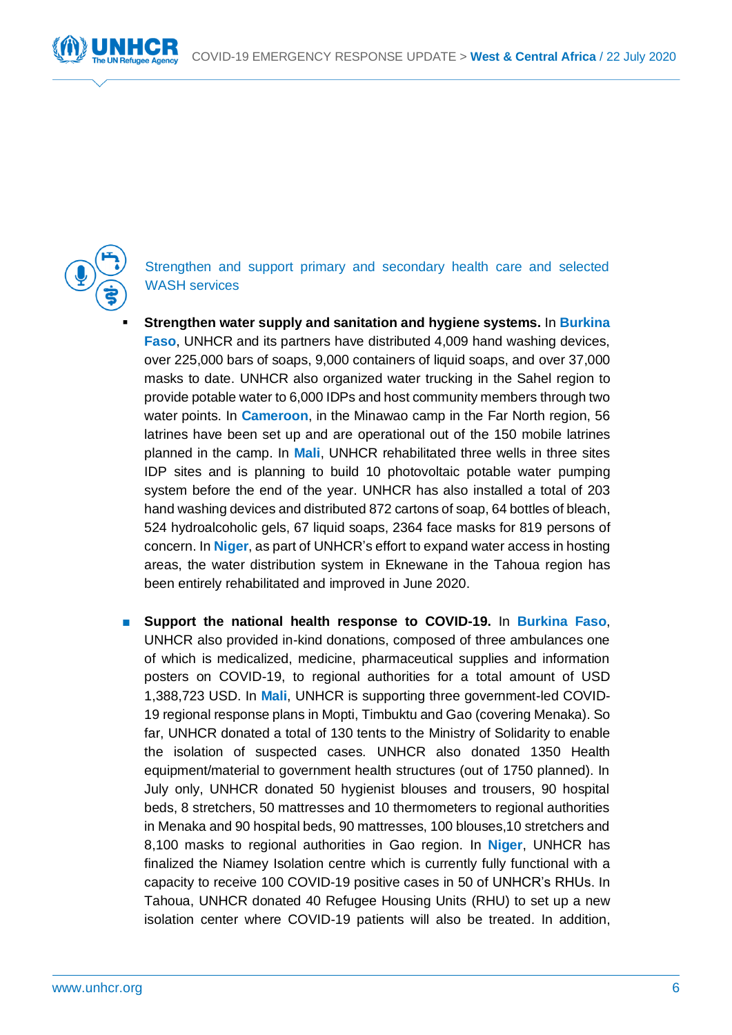### Strengthen and support primary and secondary health care and selected WASH services

- **Strengthen water supply and sanitation and hygiene systems.** In **Burkina Faso**, UNHCR and its partners have distributed 4,009 hand washing devices, over 225,000 bars of soaps, 9,000 containers of liquid soaps, and over 37,000 masks to date. UNHCR also organized water trucking in the Sahel region to provide potable water to 6,000 IDPs and host community members through two water points. In **Cameroon**, in the Minawao camp in the Far North region, 56 latrines have been set up and are operational out of the 150 mobile latrines planned in the camp. In **Mali**, UNHCR rehabilitated three wells in three sites IDP sites and is planning to build 10 photovoltaic potable water pumping system before the end of the year. UNHCR has also installed a total of 203 hand washing devices and distributed 872 cartons of soap, 64 bottles of bleach, 524 hydroalcoholic gels, 67 liquid soaps, 2364 face masks for 819 persons of concern. In **Niger**, as part of UNHCR's effort to expand water access in hosting areas, the water distribution system in Eknewane in the Tahoua region has been entirely rehabilitated and improved in June 2020.

- **Support the national health response to COVID-19.** In **Burkina Faso**, UNHCR also provided in-kind donations, composed of three ambulances one of which is medicalized, medicine, pharmaceutical supplies and information posters on COVID-19, to regional authorities for a total amount of USD 1,388,723 USD. In **Mali**, UNHCR is supporting three government-led COVID-19 regional response plans in Mopti, Timbuktu and Gao (covering Menaka). So far, UNHCR donated a total of 130 tents to the Ministry of Solidarity to enable the isolation of suspected cases. UNHCR also donated 1350 Health equipment/material to government health structures (out of 1750 planned). In July only, UNHCR donated 50 hygienist blouses and trousers, 90 hospital beds, 8 stretchers, 50 mattresses and 10 thermometers to regional authorities in Menaka and 90 hospital beds, 90 mattresses, 100 blouses,10 stretchers and 8,100 masks to regional authorities in Gao region. In **Niger**, UNHCR has finalized the Niamey Isolation centre which is currently fully functional with a capacity to receive 100 COVID-19 positive cases in 50 of UNHCR's RHUs. In Tahoua, UNHCR donated 40 Refugee Housing Units (RHU) to set up a new isolation center where COVID-19 patients will also be treated. In addition,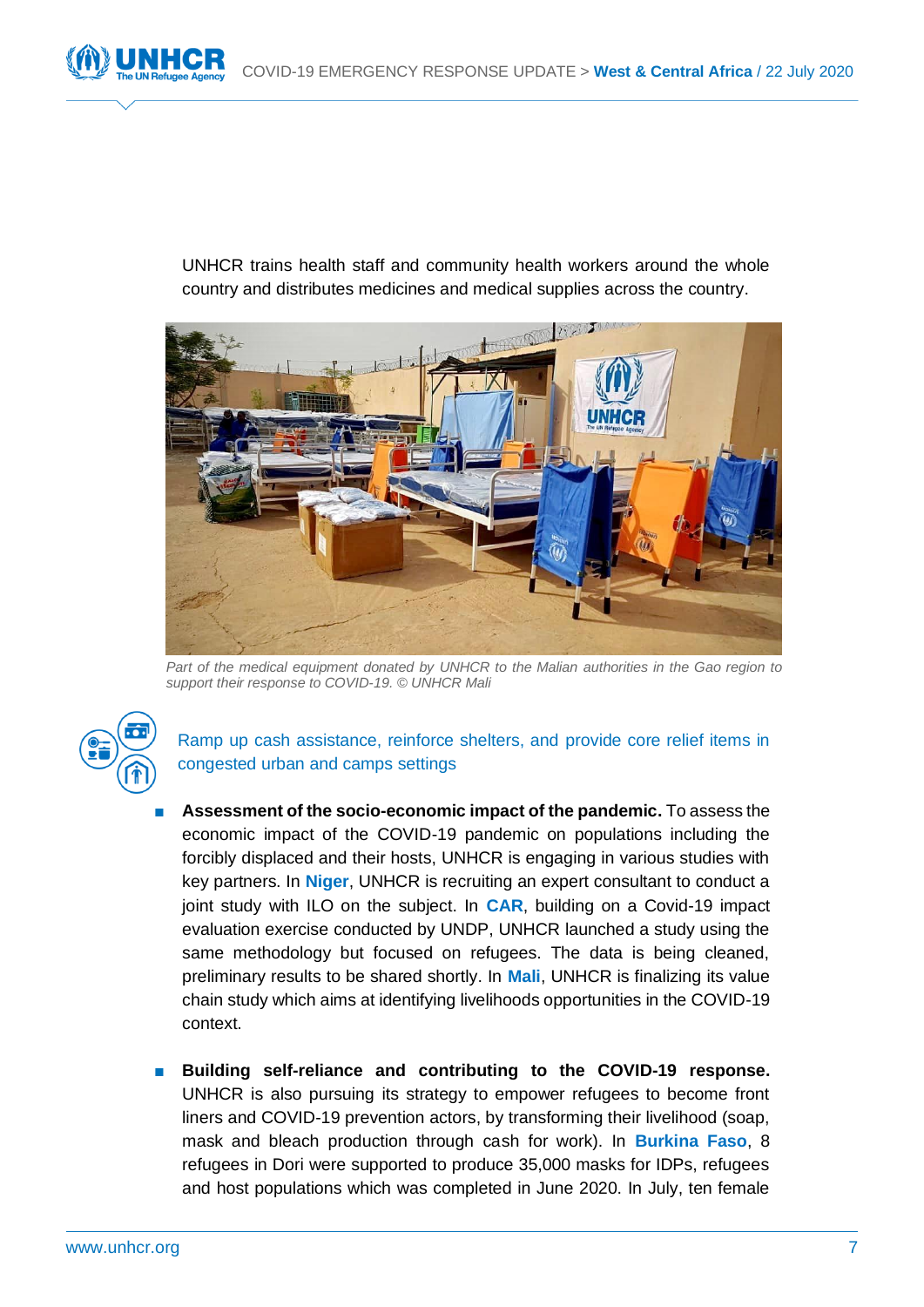UNHCR trains health staff and community health workers around the whole country and distributes medicines and medical supplies across the country.

*Part of the medical equipment donated by UNHCR to the Malian authorities in the Gao region to support their response to COVID-19. © UNHCR Mali*

Ramp up cash assistance, reinforce shelters, and provide core relief items in congested urban and camps settings

- **Assessment of the socio-economic impact of the pandemic.** To assess the economic impact of the COVID-19 pandemic on populations including the forcibly displaced and their hosts, UNHCR is engaging in various studies with key partners. In **Niger**, UNHCR is recruiting an expert consultant to conduct a joint study with ILO on the subject. In **CAR**, building on a Covid-19 impact evaluation exercise conducted by UNDP, UNHCR launched a study using the same methodology but focused on refugees. The data is being cleaned, preliminary results to be shared shortly. In **Mali**, UNHCR is finalizing its value chain study which aims at identifying livelihoods opportunities in the COVID-19 context.

- **Building self-reliance and contributing to the COVID-19 response.** UNHCR is also pursuing its strategy to empower refugees to become front liners and COVID-19 prevention actors, by transforming their livelihood (soap, mask and bleach production through cash for work). In **Burkina Faso**, 8 refugees in Dori were supported to produce 35,000 masks for IDPs, refugees and host populations which was completed in June 2020. In July, ten female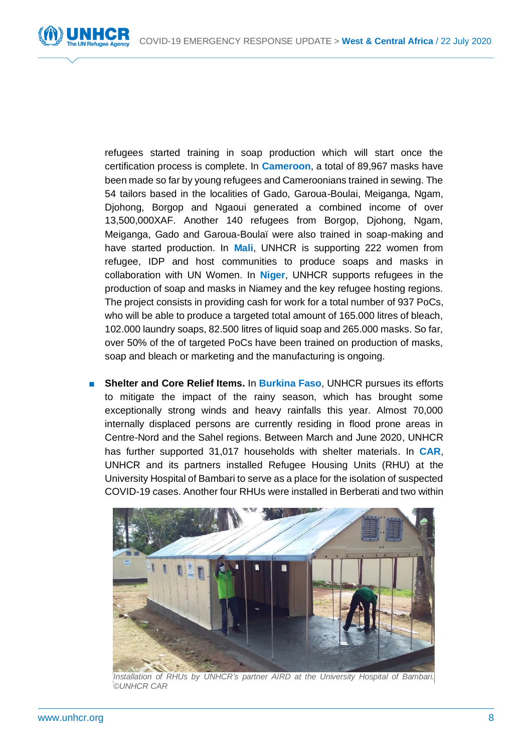refugees started training in soap production which will start once the certification process is complete. In **Cameroon**, a total of 89,967 masks have been made so far by young refugees and Cameroonians trained in sewing. The 54 tailors based in the localities of Gado, Garoua-Boulai, Meiganga, Ngam, Djohong, Borgop and Ngaoui generated a combined income of over 13,500,000XAF. Another 140 refugees from Borgop, Djohong, Ngam, Meiganga, Gado and Garoua-Boulaï were also trained in soap-making and have started production. In **Mali**, UNHCR is supporting 222 women from refugee, IDP and host communities to produce soaps and masks in collaboration with UN Women. In **Niger**, UNHCR supports refugees in the production of soap and masks in Niamey and the key refugee hosting regions. The project consists in providing cash for work for a total number of 937 PoCs, who will be able to produce a targeted total amount of 165.000 litres of bleach, 102.000 laundry soaps, 82.500 litres of liquid soap and 265.000 masks. So far, over 50% of the of targeted PoCs have been trained on production of masks, soap and bleach or marketing and the manufacturing is ongoing.

- **Shelter and Core Relief Items.** In **Burkina Faso**, UNHCR pursues its efforts to mitigate the impact of the rainy season, which has brought some exceptionally strong winds and heavy rainfalls this year. Almost 70,000 internally displaced persons are currently residing in flood prone areas in Centre-Nord and the Sahel regions. Between March and June 2020, UNHCR has further supported 31,017 households with shelter materials. In **CAR**, UNHCR and its partners installed Refugee Housing Units (RHU) at the University Hospital of Bambari to serve as a place for the isolation of suspected COVID-19 cases. Another four RHUs were installed in Berberati and two within

*Installation of RHUs by UNHCR's partner AIRD at the University Hospital of Bambari. ©UNHCR CAR*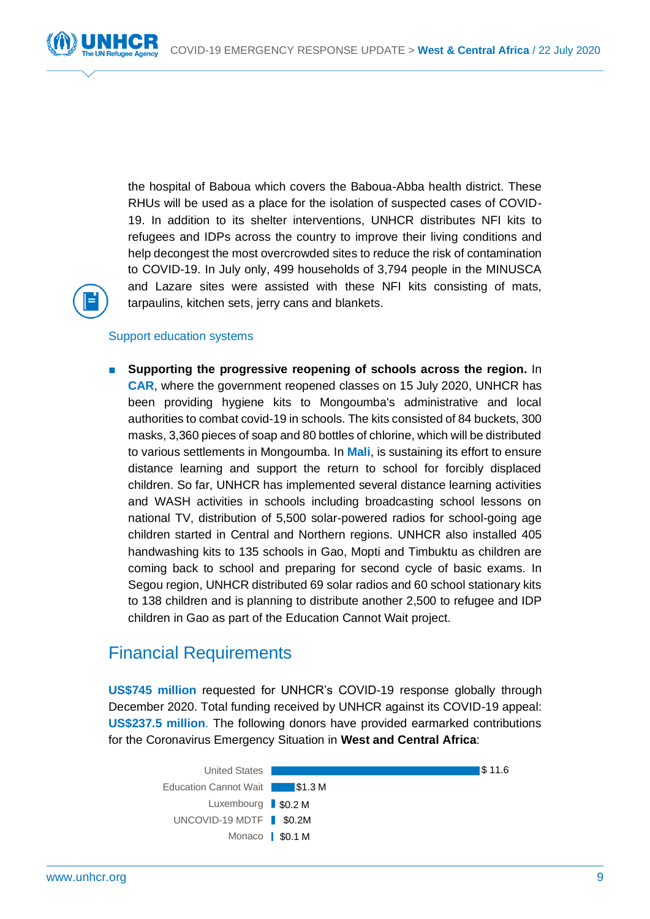the hospital of Baboua which covers the Baboua-Abba health district. These RHUs will be used as a place for the isolation of suspected cases of COVID-19. In addition to its shelter interventions, UNHCR distributes NFI kits to refugees and IDPs across the country to improve their living conditions and help decongest the most overcrowded sites to reduce the risk of contamination to COVID-19. In July only, 499 households of 3,794 people in the MINUSCA and Lazare sites were assisted with these NFI kits consisting of mats, tarpaulins, kitchen sets, jerry cans and blankets.

### Support education systems

- **Supporting the progressive reopening of schools across the region.** In **CAR**, where the government reopened classes on 15 July 2020, UNHCR has been providing hygiene kits to Mongoumba's administrative and local authorities to combat covid-19 in schools. The kits consisted of 84 buckets, 300 masks, 3,360 pieces of soap and 80 bottles of chlorine, which will be distributed to various settlements in Mongoumba. In **Mali**, is sustaining its effort to ensure distance learning and support the return to school for forcibly displaced children. So far, UNHCR has implemented several distance learning activities and WASH activities in schools including broadcasting school lessons on national TV, distribution of 5,500 solar-powered radios for school-going age children started in Central and Northern regions. UNHCR also installed 405 handwashing kits to 135 schools in Gao, Mopti and Timbuktu as children are coming back to school and preparing for second cycle of basic exams. In Segou region, UNHCR distributed 69 solar radios and 60 school stationary kits to 138 children and is planning to distribute another 2,500 to refugee and IDP children in Gao as part of the Education Cannot Wait project.

## Financial Requirements

**US$745 million** requested for UNHCR's COVID-19 response globally through December 2020. Total funding received by UNHCR against its COVID-19 appeal: **US$237.5 million**. The following donors have provided earmarked contributions for the Coronavirus Emergency Situation in **West and Central Africa**:

| Donor | Contribution |
|---|---|
| United States | $ 11.6 |
| Education Cannot Wait | $1.3 M |
| Luxembourg | $0.2 M |
| UNCOVID-19 MDTF | $0.2M |
| Monaco | $0.1 M |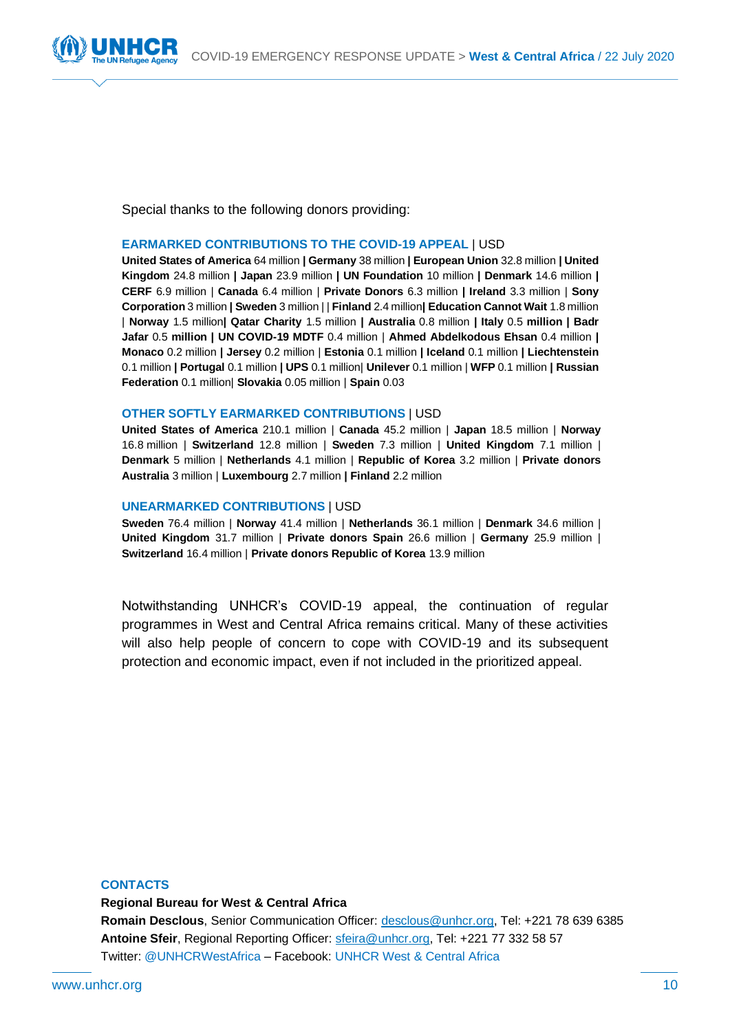Special thanks to the following donors providing:

**EARMARKED CONTRIBUTIONS TO THE COVID-19 APPEAL** | USD

**United States of America** 64 million **| Germany** 38 million **| European Union** 32.8 million **| United Kingdom** 24.8 million **| Japan** 23.9 million **| UN Foundation** 10 million **| Denmark** 14.6 million **| CERF** 6.9 million | **Canada** 6.4 million | **Private Donors** 6.3 million **| Ireland** 3.3 million | **Sony Corporation** 3 million **| Sweden** 3 million | | **Finland** 2.4 million**| Education Cannot Wait** 1.8 million | **Norway** 1.5 million**| Qatar Charity** 1.5 million **| Australia** 0.8 million **| Italy** 0.5 **million | Badr Jafar** 0.5 **million | UN COVID-19 MDTF** 0.4 million | **Ahmed Abdelkodous Ehsan** 0.4 million **| Monaco** 0.2 million **| Jersey** 0.2 million | **Estonia** 0.1 million **| Iceland** 0.1 million **| Liechtenstein** 0.1 million **| Portugal** 0.1 million **| UPS** 0.1 million| **Unilever** 0.1 million | **WFP** 0.1 million **| Russian Federation** 0.1 million| **Slovakia** 0.05 million | **Spain** 0.03

**OTHER SOFTLY EARMARKED CONTRIBUTIONS** | USD

**United States of America** 210.1 million | **Canada** 45.2 million | **Japan** 18.5 million | **Norway** 16.8 million | **Switzerland** 12.8 million | **Sweden** 7.3 million | **United Kingdom** 7.1 million | **Denmark** 5 million | **Netherlands** 4.1 million | **Republic of Korea** 3.2 million | **Private donors Australia** 3 million | **Luxembourg** 2.7 million **| Finland** 2.2 million

**UNEARMARKED CONTRIBUTIONS** | USD

**Sweden** 76.4 million | **Norway** 41.4 million | **Netherlands** 36.1 million | **Denmark** 34.6 million | **United Kingdom** 31.7 million | **Private donors Spain** 26.6 million | **Germany** 25.9 million | **Switzerland** 16.4 million | **Private donors Republic of Korea** 13.9 million

Notwithstanding UNHCR's COVID-19 appeal, the continuation of regular programmes in West and Central Africa remains critical. Many of these activities will also help people of concern to cope with COVID-19 and its subsequent protection and economic impact, even if not included in the prioritized appeal.

## CONTACTS

**Regional Bureau for West & Central Africa**

**Romain Desclous**, Senior Communication Officer: desclous@unhcr.org, Tel: +221 78 639 6385

**Antoine Sfeir**, Regional Reporting Officer: sfeira@unhcr.org, Tel: +221 77 332 58 57

Twitter: @UNHCRWestAfrica – Facebook: UNHCR West & Central Africa